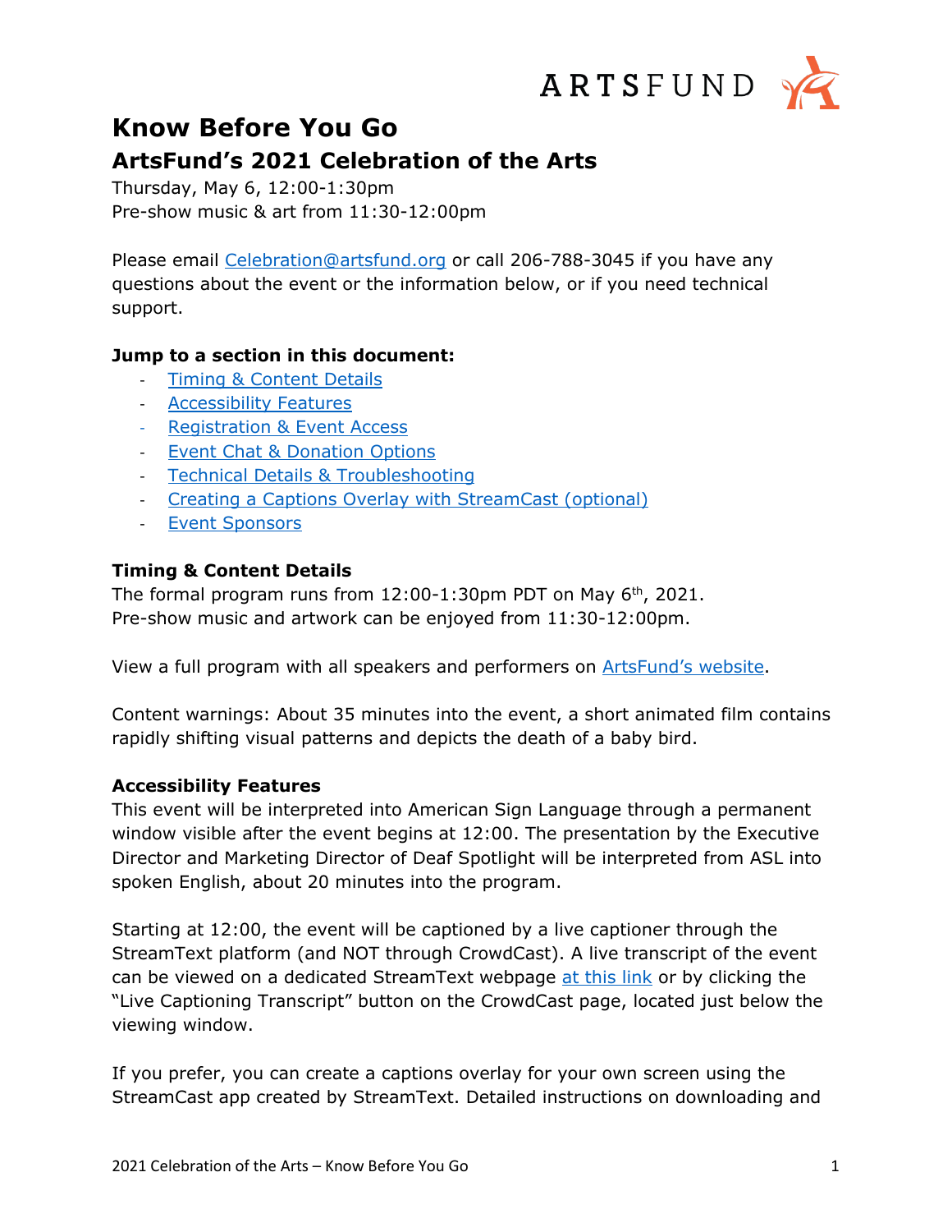ARTSFUND

# Know Before You Go

## ArtsFund's 2021 Celebration of the Arts

Thursday, May 6, 12:00-1:30pm
Pre-show music & art from 11:30-12:00pm

Please email Celebration@artsfund.org or call 206-788-3045 if you have any questions about the event or the information below, or if you need technical support.

**Jump to a section in this document:**

- Timing & Content Details
- Accessibility Features
- Registration & Event Access
- Event Chat & Donation Options
- Technical Details & Troubleshooting
- Creating a Captions Overlay with StreamCast (optional)
- Event Sponsors

### Timing & Content Details

The formal program runs from 12:00-1:30pm PDT on May 6th, 2021.
Pre-show music and artwork can be enjoyed from 11:30-12:00pm.

View a full program with all speakers and performers on ArtsFund's website.

Content warnings: About 35 minutes into the event, a short animated film contains rapidly shifting visual patterns and depicts the death of a baby bird.

### Accessibility Features

This event will be interpreted into American Sign Language through a permanent window visible after the event begins at 12:00. The presentation by the Executive Director and Marketing Director of Deaf Spotlight will be interpreted from ASL into spoken English, about 20 minutes into the program.

Starting at 12:00, the event will be captioned by a live captioner through the StreamText platform (and NOT through CrowdCast). A live transcript of the event can be viewed on a dedicated StreamText webpage at this link or by clicking the "Live Captioning Transcript" button on the CrowdCast page, located just below the viewing window.

If you prefer, you can create a captions overlay for your own screen using the StreamCast app created by StreamText. Detailed instructions on downloading and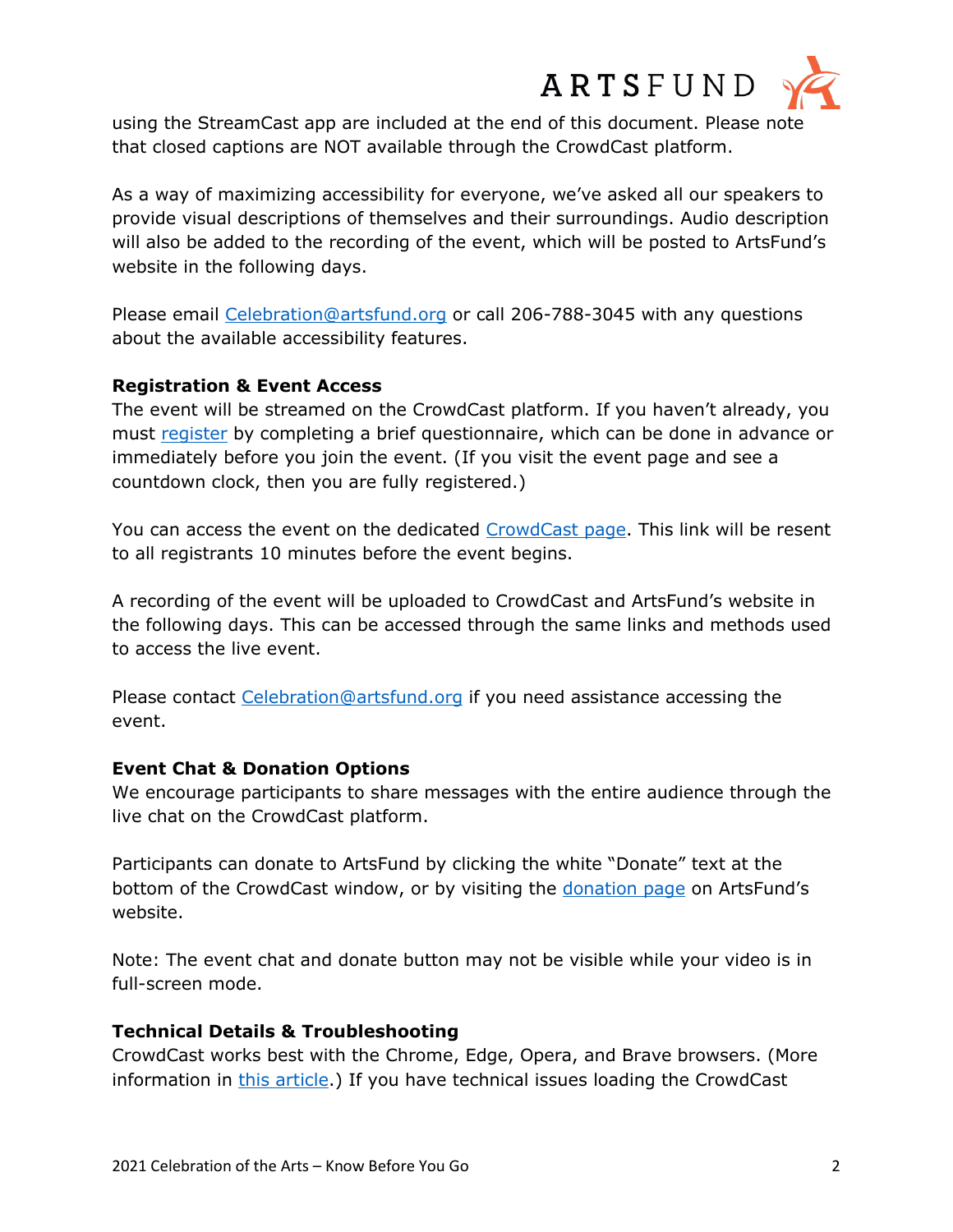using the StreamCast app are included at the end of this document. Please note that closed captions are NOT available through the CrowdCast platform.

As a way of maximizing accessibility for everyone, we've asked all our speakers to provide visual descriptions of themselves and their surroundings. Audio description will also be added to the recording of the event, which will be posted to ArtsFund's website in the following days.

Please email Celebration@artsfund.org or call 206-788-3045 with any questions about the available accessibility features.

**Registration & Event Access**

The event will be streamed on the CrowdCast platform. If you haven't already, you must register by completing a brief questionnaire, which can be done in advance or immediately before you join the event. (If you visit the event page and see a countdown clock, then you are fully registered.)

You can access the event on the dedicated CrowdCast page. This link will be resent to all registrants 10 minutes before the event begins.

A recording of the event will be uploaded to CrowdCast and ArtsFund's website in the following days. This can be accessed through the same links and methods used to access the live event.

Please contact Celebration@artsfund.org if you need assistance accessing the event.

**Event Chat & Donation Options**

We encourage participants to share messages with the entire audience through the live chat on the CrowdCast platform.

Participants can donate to ArtsFund by clicking the white "Donate" text at the bottom of the CrowdCast window, or by visiting the donation page on ArtsFund's website.

Note: The event chat and donate button may not be visible while your video is in full-screen mode.

**Technical Details & Troubleshooting**

CrowdCast works best with the Chrome, Edge, Opera, and Brave browsers. (More information in this article.) If you have technical issues loading the CrowdCast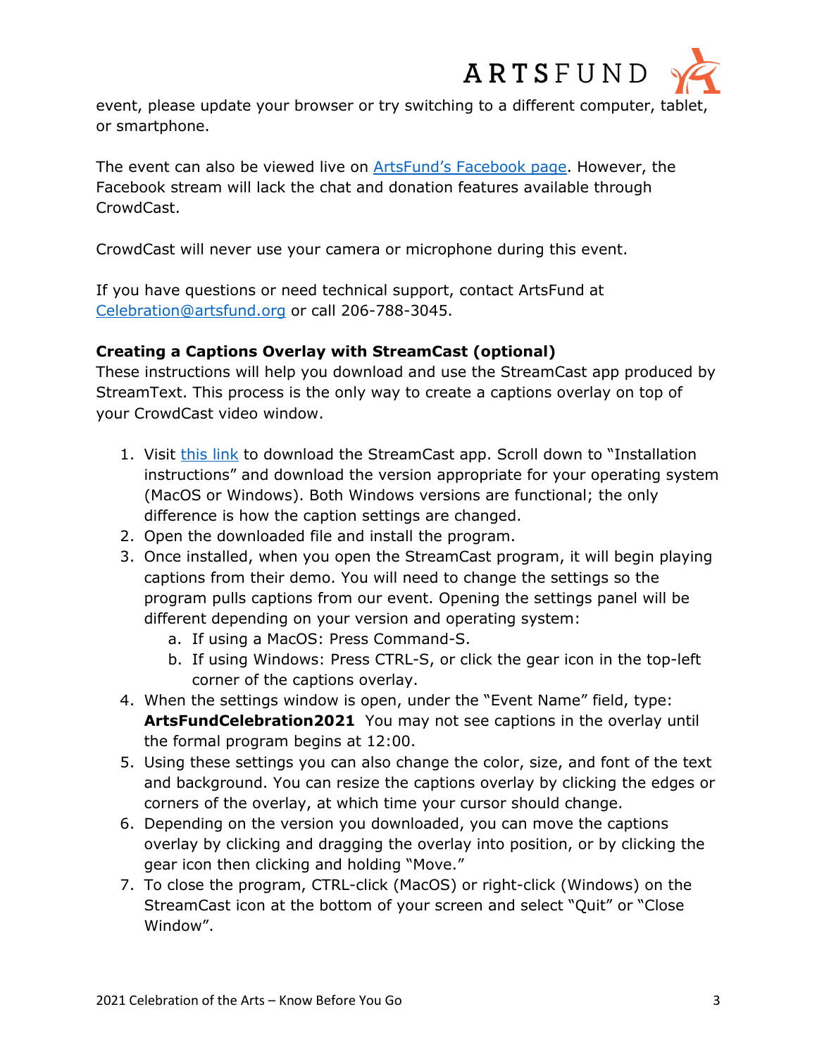event, please update your browser or try switching to a different computer, tablet, or smartphone.

The event can also be viewed live on [ArtsFund's Facebook page](). However, the Facebook stream will lack the chat and donation features available through CrowdCast.

CrowdCast will never use your camera or microphone during this event.

If you have questions or need technical support, contact ArtsFund at [Celebration@artsfund.org]() or call 206-788-3045.

**Creating a Captions Overlay with StreamCast (optional)**

These instructions will help you download and use the StreamCast app produced by StreamText. This process is the only way to create a captions overlay on top of your CrowdCast video window.

1. Visit [this link]() to download the StreamCast app. Scroll down to "Installation instructions" and download the version appropriate for your operating system (MacOS or Windows). Both Windows versions are functional; the only difference is how the caption settings are changed.
2. Open the downloaded file and install the program.
3. Once installed, when you open the StreamCast program, it will begin playing captions from their demo. You will need to change the settings so the program pulls captions from our event. Opening the settings panel will be different depending on your version and operating system:
   a. If using a MacOS: Press Command-S.
   b. If using Windows: Press CTRL-S, or click the gear icon in the top-left corner of the captions overlay.
4. When the settings window is open, under the "Event Name" field, type: **ArtsFundCelebration2021** You may not see captions in the overlay until the formal program begins at 12:00.
5. Using these settings you can also change the color, size, and font of the text and background. You can resize the captions overlay by clicking the edges or corners of the overlay, at which time your cursor should change.
6. Depending on the version you downloaded, you can move the captions overlay by clicking and dragging the overlay into position, or by clicking the gear icon then clicking and holding "Move."
7. To close the program, CTRL-click (MacOS) or right-click (Windows) on the StreamCast icon at the bottom of your screen and select "Quit" or "Close Window".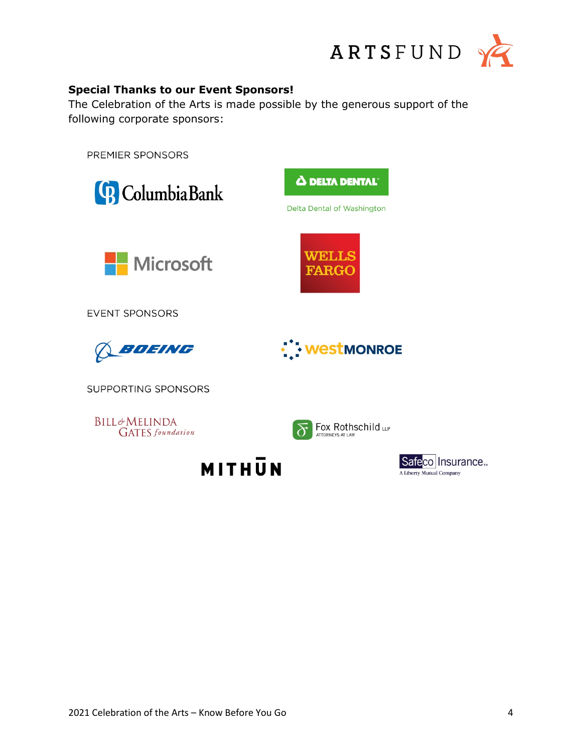**Special Thanks to our Event Sponsors!**

The Celebration of the Arts is made possible by the generous support of the following corporate sponsors:

PREMIER SPONSORS

Columbia Bank

DELTA DENTAL

Delta Dental of Washington

Microsoft

WELLS FARGO

EVENT SPONSORS

BOEING

westMONROE

SUPPORTING SPONSORS

BILL & MELINDA GATES foundation

Fox Rothschild LLP
ATTORNEYS AT LAW

MITHŪN

Safeco Insurance
A Liberty Mutual Company